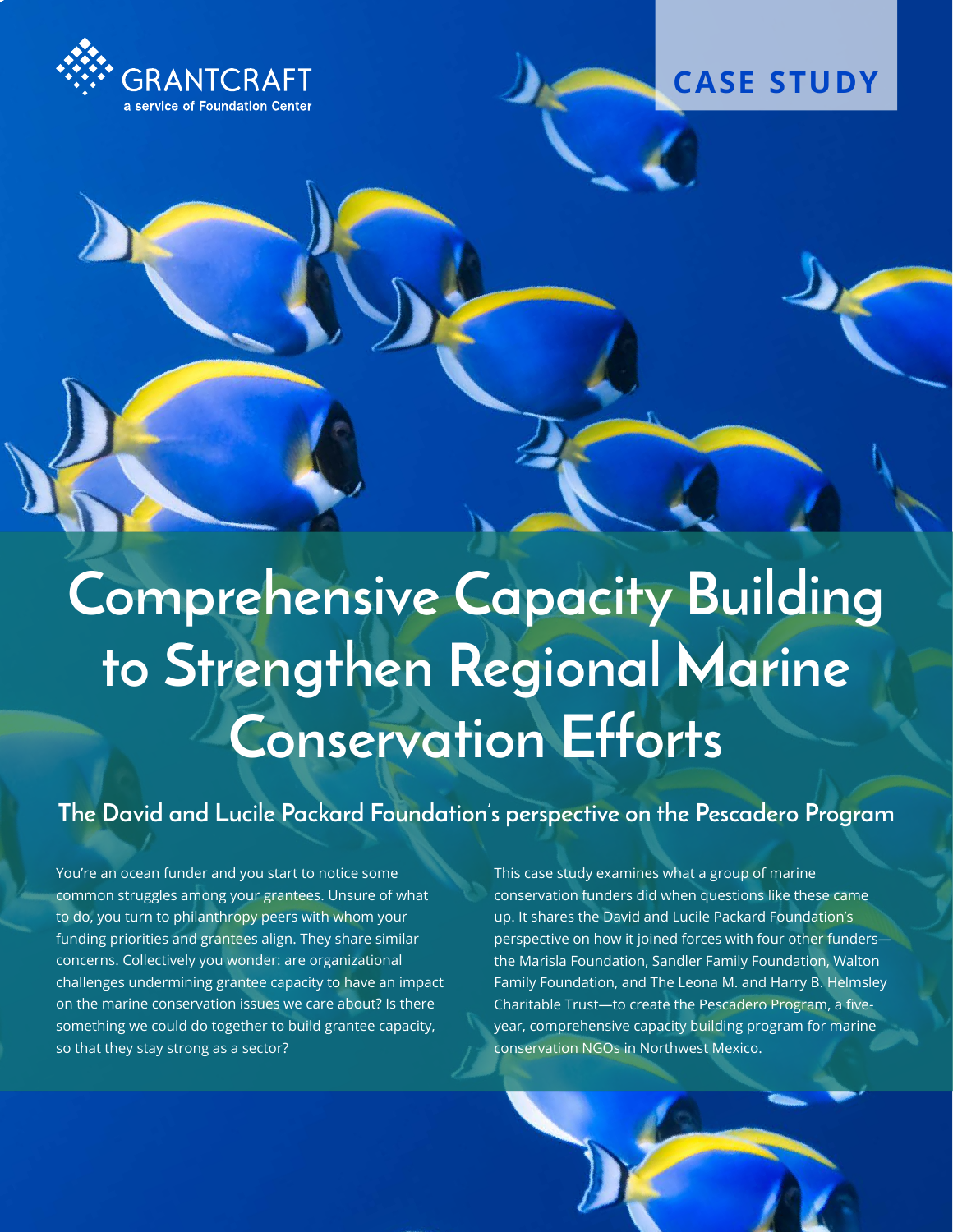GRANTCRAFT
a service of Foundation Center

CASE STUDY

# Comprehensive Capacity Building to Strengthen Regional Marine Conservation Efforts

## The David and Lucile Packard Foundation's perspective on the Pescadero Program

You're an ocean funder and you start to notice some common struggles among your grantees. Unsure of what to do, you turn to philanthropy peers with whom your funding priorities and grantees align. They share similar concerns. Collectively you wonder: are organizational challenges undermining grantee capacity to have an impact on the marine conservation issues we care about? Is there something we could do together to build grantee capacity, so that they stay strong as a sector?

This case study examines what a group of marine conservation funders did when questions like these came up. It shares the David and Lucile Packard Foundation's perspective on how it joined forces with four other funders—the Marisla Foundation, Sandler Family Foundation, Walton Family Foundation, and The Leona M. and Harry B. Helmsley Charitable Trust—to create the Pescadero Program, a five-year, comprehensive capacity building program for marine conservation NGOs in Northwest Mexico.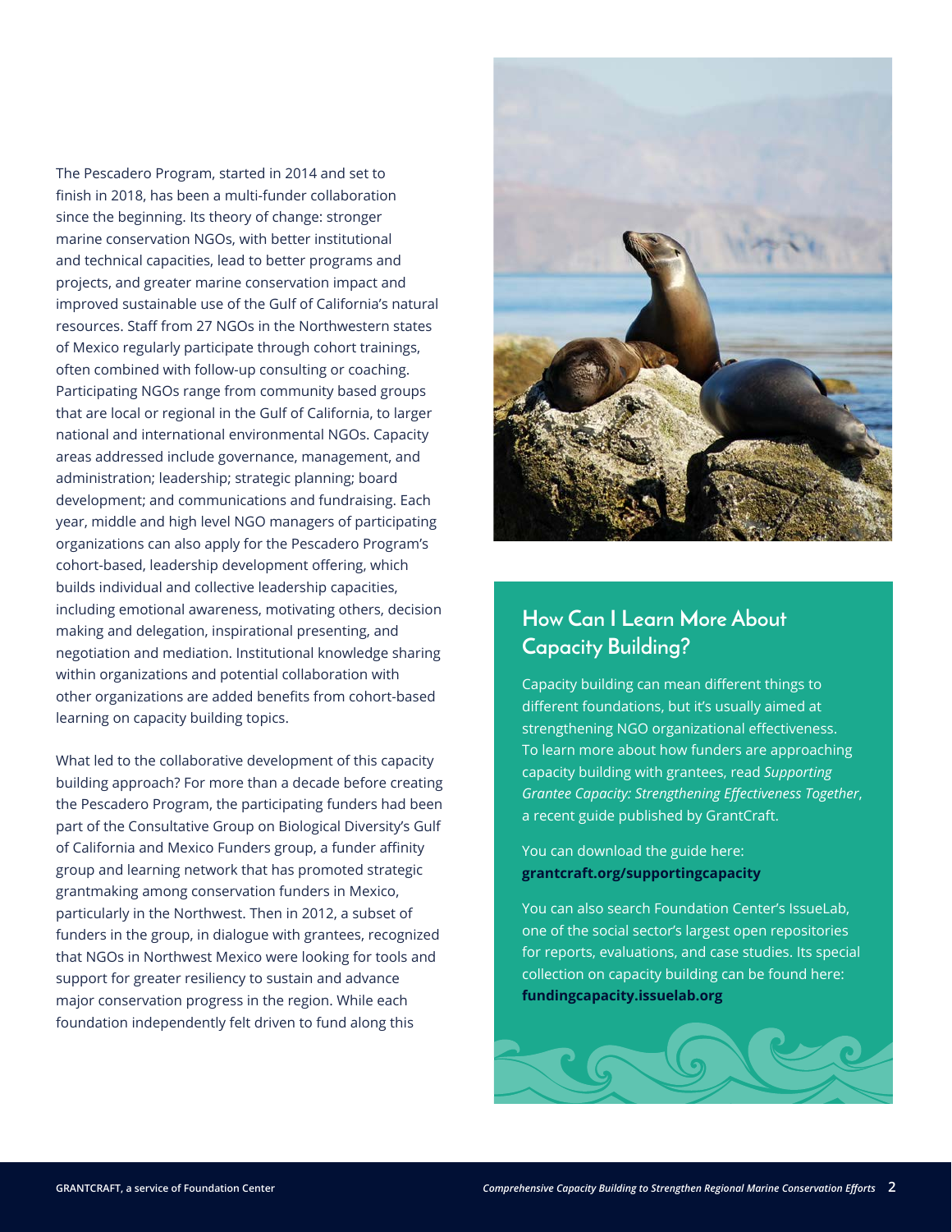The Pescadero Program, started in 2014 and set to finish in 2018, has been a multi-funder collaboration since the beginning. Its theory of change: stronger marine conservation NGOs, with better institutional and technical capacities, lead to better programs and projects, and greater marine conservation impact and improved sustainable use of the Gulf of California's natural resources. Staff from 27 NGOs in the Northwestern states of Mexico regularly participate through cohort trainings, often combined with follow-up consulting or coaching. Participating NGOs range from community based groups that are local or regional in the Gulf of California, to larger national and international environmental NGOs. Capacity areas addressed include governance, management, and administration; leadership; strategic planning; board development; and communications and fundraising. Each year, middle and high level NGO managers of participating organizations can also apply for the Pescadero Program's cohort-based, leadership development offering, which builds individual and collective leadership capacities, including emotional awareness, motivating others, decision making and delegation, inspirational presenting, and negotiation and mediation. Institutional knowledge sharing within organizations and potential collaboration with other organizations are added benefits from cohort-based learning on capacity building topics.

What led to the collaborative development of this capacity building approach? For more than a decade before creating the Pescadero Program, the participating funders had been part of the Consultative Group on Biological Diversity's Gulf of California and Mexico Funders group, a funder affinity group and learning network that has promoted strategic grantmaking among conservation funders in Mexico, particularly in the Northwest. Then in 2012, a subset of funders in the group, in dialogue with grantees, recognized that NGOs in Northwest Mexico were looking for tools and support for greater resiliency to sustain and advance major conservation progress in the region. While each foundation independently felt driven to fund along this

## How Can I Learn More About Capacity Building?

Capacity building can mean different things to different foundations, but it's usually aimed at strengthening NGO organizational effectiveness. To learn more about how funders are approaching capacity building with grantees, read *Supporting Grantee Capacity: Strengthening Effectiveness Together*, a recent guide published by GrantCraft.

You can download the guide here: **grantcraft.org/supportingcapacity**

You can also search Foundation Center's IssueLab, one of the social sector's largest open repositories for reports, evaluations, and case studies. Its special collection on capacity building can be found here: **fundingcapacity.issuelab.org**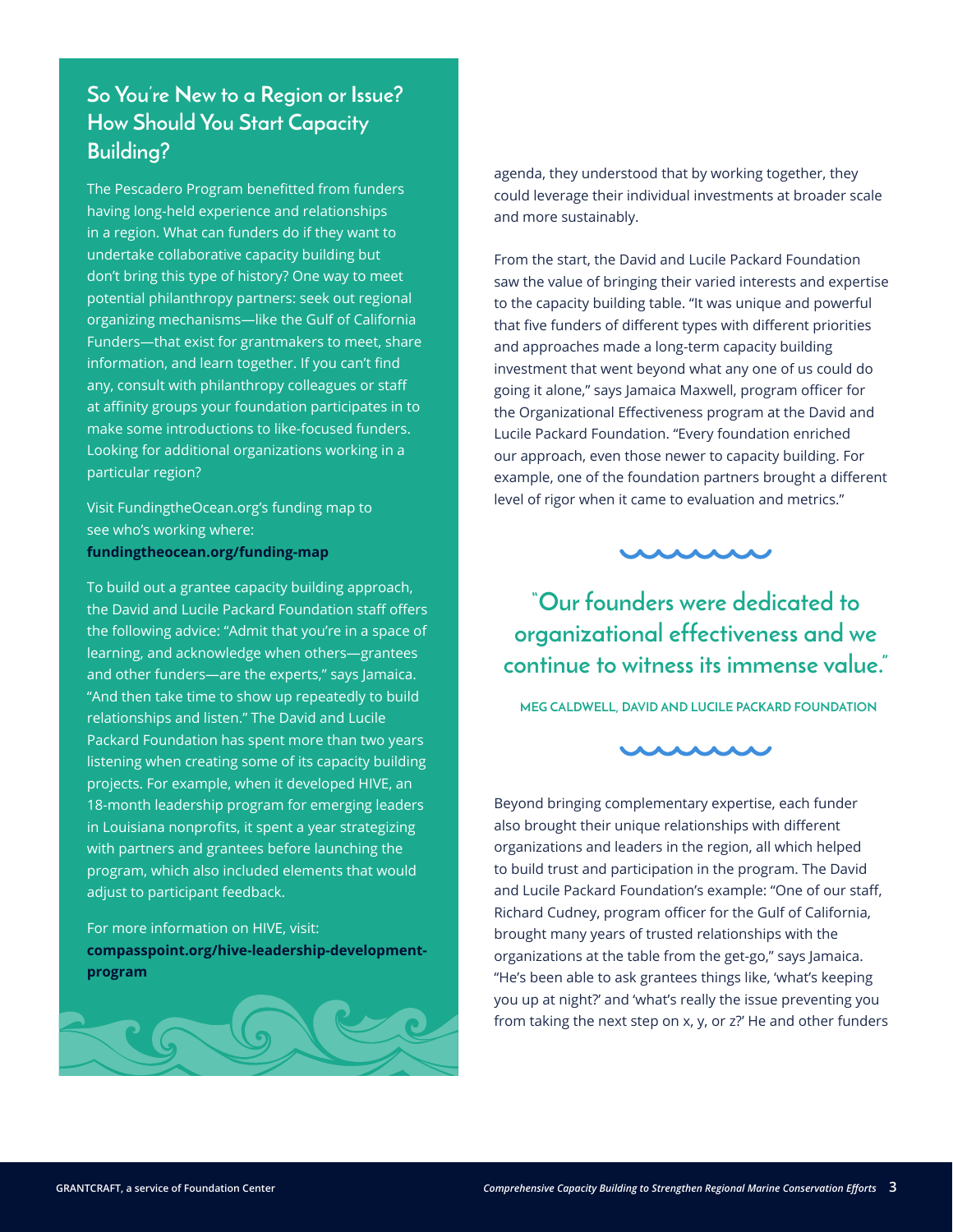## So You're New to a Region or Issue? How Should You Start Capacity Building?

The Pescadero Program benefitted from funders having long-held experience and relationships in a region. What can funders do if they want to undertake collaborative capacity building but don't bring this type of history? One way to meet potential philanthropy partners: seek out regional organizing mechanisms—like the Gulf of California Funders—that exist for grantmakers to meet, share information, and learn together. If you can't find any, consult with philanthropy colleagues or staff at affinity groups your foundation participates in to make some introductions to like-focused funders. Looking for additional organizations working in a particular region?

Visit FundingtheOcean.org's funding map to see who's working where: **fundingtheocean.org/funding-map**

To build out a grantee capacity building approach, the David and Lucile Packard Foundation staff offers the following advice: "Admit that you're in a space of learning, and acknowledge when others—grantees and other funders—are the experts," says Jamaica. "And then take time to show up repeatedly to build relationships and listen." The David and Lucile Packard Foundation has spent more than two years listening when creating some of its capacity building projects. For example, when it developed HIVE, an 18-month leadership program for emerging leaders in Louisiana nonprofits, it spent a year strategizing with partners and grantees before launching the program, which also included elements that would adjust to participant feedback.

For more information on HIVE, visit: **compasspoint.org/hive-leadership-development-program**

agenda, they understood that by working together, they could leverage their individual investments at broader scale and more sustainably.

From the start, the David and Lucile Packard Foundation saw the value of bringing their varied interests and expertise to the capacity building table. "It was unique and powerful that five funders of different types with different priorities and approaches made a long-term capacity building investment that went beyond what any one of us could do going it alone," says Jamaica Maxwell, program officer for the Organizational Effectiveness program at the David and Lucile Packard Foundation. "Every foundation enriched our approach, even those newer to capacity building. For example, one of the foundation partners brought a different level of rigor when it came to evaluation and metrics."

> "Our founders were dedicated to organizational effectiveness and we continue to witness its immense value."
>
> **MEG CALDWELL, DAVID AND LUCILE PACKARD FOUNDATION**

Beyond bringing complementary expertise, each funder also brought their unique relationships with different organizations and leaders in the region, all which helped to build trust and participation in the program. The David and Lucile Packard Foundation's example: "One of our staff, Richard Cudney, program officer for the Gulf of California, brought many years of trusted relationships with the organizations at the table from the get-go," says Jamaica. "He's been able to ask grantees things like, 'what's keeping you up at night?' and 'what's really the issue preventing you from taking the next step on x, y, or z?' He and other funders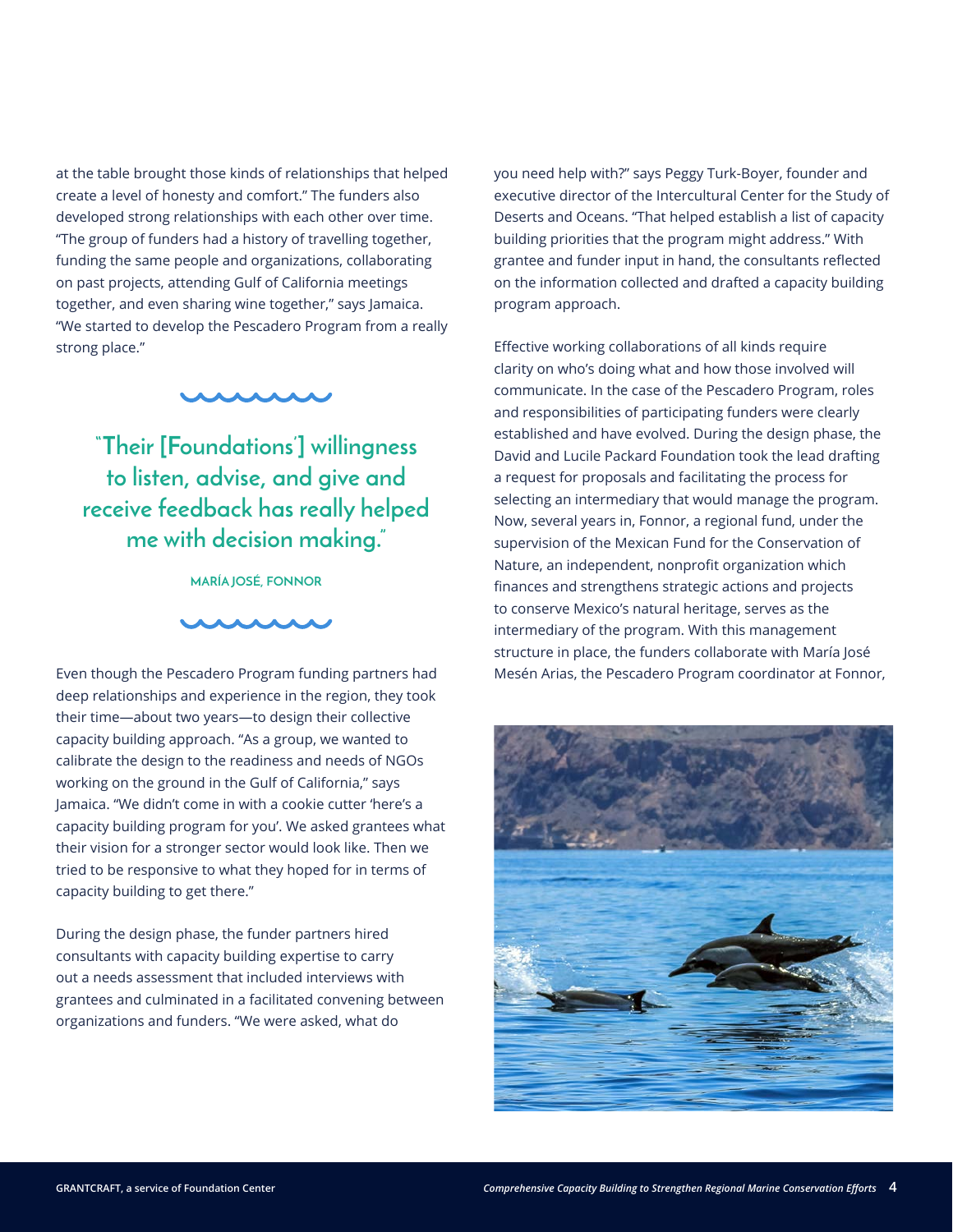at the table brought those kinds of relationships that helped create a level of honesty and comfort." The funders also developed strong relationships with each other over time. "The group of funders had a history of travelling together, funding the same people and organizations, collaborating on past projects, attending Gulf of California meetings together, and even sharing wine together," says Jamaica. "We started to develop the Pescadero Program from a really strong place."

> **"Their [Foundations'] willingness to listen, advise, and give and receive feedback has really helped me with decision making."**
>
> MARÍA JOSÉ, FONNOR

Even though the Pescadero Program funding partners had deep relationships and experience in the region, they took their time—about two years—to design their collective capacity building approach. "As a group, we wanted to calibrate the design to the readiness and needs of NGOs working on the ground in the Gulf of California," says Jamaica. "We didn't come in with a cookie cutter 'here's a capacity building program for you'. We asked grantees what their vision for a stronger sector would look like. Then we tried to be responsive to what they hoped for in terms of capacity building to get there."

During the design phase, the funder partners hired consultants with capacity building expertise to carry out a needs assessment that included interviews with grantees and culminated in a facilitated convening between organizations and funders. "We were asked, what do you need help with?" says Peggy Turk-Boyer, founder and executive director of the Intercultural Center for the Study of Deserts and Oceans. "That helped establish a list of capacity building priorities that the program might address." With grantee and funder input in hand, the consultants reflected on the information collected and drafted a capacity building program approach.

Effective working collaborations of all kinds require clarity on who's doing what and how those involved will communicate. In the case of the Pescadero Program, roles and responsibilities of participating funders were clearly established and have evolved. During the design phase, the David and Lucile Packard Foundation took the lead drafting a request for proposals and facilitating the process for selecting an intermediary that would manage the program. Now, several years in, Fonnor, a regional fund, under the supervision of the Mexican Fund for the Conservation of Nature, an independent, nonprofit organization which finances and strengthens strategic actions and projects to conserve Mexico's natural heritage, serves as the intermediary of the program. With this management structure in place, the funders collaborate with María José Mesén Arias, the Pescadero Program coordinator at Fonnor,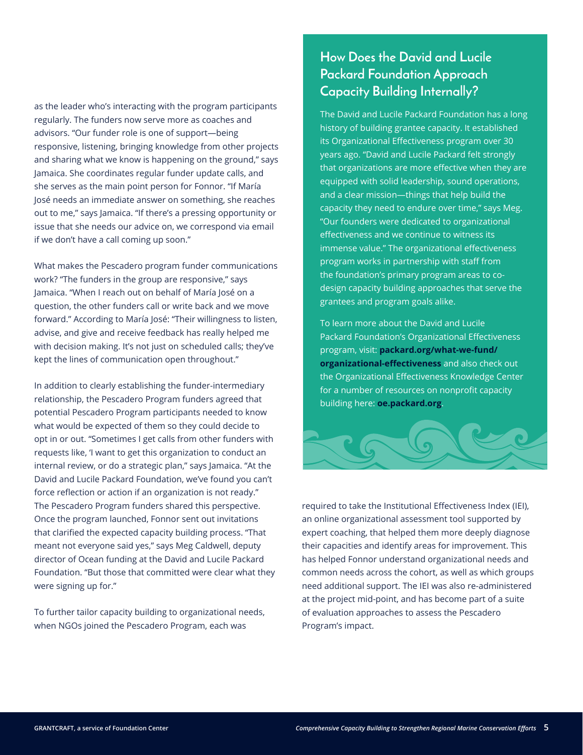as the leader who's interacting with the program participants regularly. The funders now serve more as coaches and advisors. "Our funder role is one of support—being responsive, listening, bringing knowledge from other projects and sharing what we know is happening on the ground," says Jamaica. She coordinates regular funder update calls, and she serves as the main point person for Fonnor. "If María José needs an immediate answer on something, she reaches out to me," says Jamaica. "If there's a pressing opportunity or issue that she needs our advice on, we correspond via email if we don't have a call coming up soon."

What makes the Pescadero program funder communications work? "The funders in the group are responsive," says Jamaica. "When I reach out on behalf of María José on a question, the other funders call or write back and we move forward." According to María José: "Their willingness to listen, advise, and give and receive feedback has really helped me with decision making. It's not just on scheduled calls; they've kept the lines of communication open throughout."

In addition to clearly establishing the funder-intermediary relationship, the Pescadero Program funders agreed that potential Pescadero Program participants needed to know what would be expected of them so they could decide to opt in or out. "Sometimes I get calls from other funders with requests like, 'I want to get this organization to conduct an internal review, or do a strategic plan,'" says Jamaica. "At the David and Lucile Packard Foundation, we've found you can't force reflection or action if an organization is not ready." The Pescadero Program funders shared this perspective. Once the program launched, Fonnor sent out invitations that clarified the expected capacity building process. "That meant not everyone said yes," says Meg Caldwell, deputy director of Ocean funding at the David and Lucile Packard Foundation. "But those that committed were clear what they were signing up for."

To further tailor capacity building to organizational needs, when NGOs joined the Pescadero Program, each was required to take the Institutional Effectiveness Index (IEI), an online organizational assessment tool supported by expert coaching, that helped them more deeply diagnose their capacities and identify areas for improvement. This has helped Fonnor understand organizational needs and common needs across the cohort, as well as which groups need additional support. The IEI was also re-administered at the project mid-point, and has become part of a suite of evaluation approaches to assess the Pescadero Program's impact.

## How Does the David and Lucile Packard Foundation Approach Capacity Building Internally?

The David and Lucile Packard Foundation has a long history of building grantee capacity. It established its Organizational Effectiveness program over 30 years ago. "David and Lucile Packard felt strongly that organizations are more effective when they are equipped with solid leadership, sound operations, and a clear mission—things that help build the capacity they need to endure over time," says Meg. "Our founders were dedicated to organizational effectiveness and we continue to witness its immense value." The organizational effectiveness program works in partnership with staff from the foundation's primary program areas to co-design capacity building approaches that serve the grantees and program goals alike.

To learn more about the David and Lucile Packard Foundation's Organizational Effectiveness program, visit: **packard.org/what-we-fund/organizational-effectiveness** and also check out the Organizational Effectiveness Knowledge Center for a number of resources on nonprofit capacity building here: **oe.packard.org**.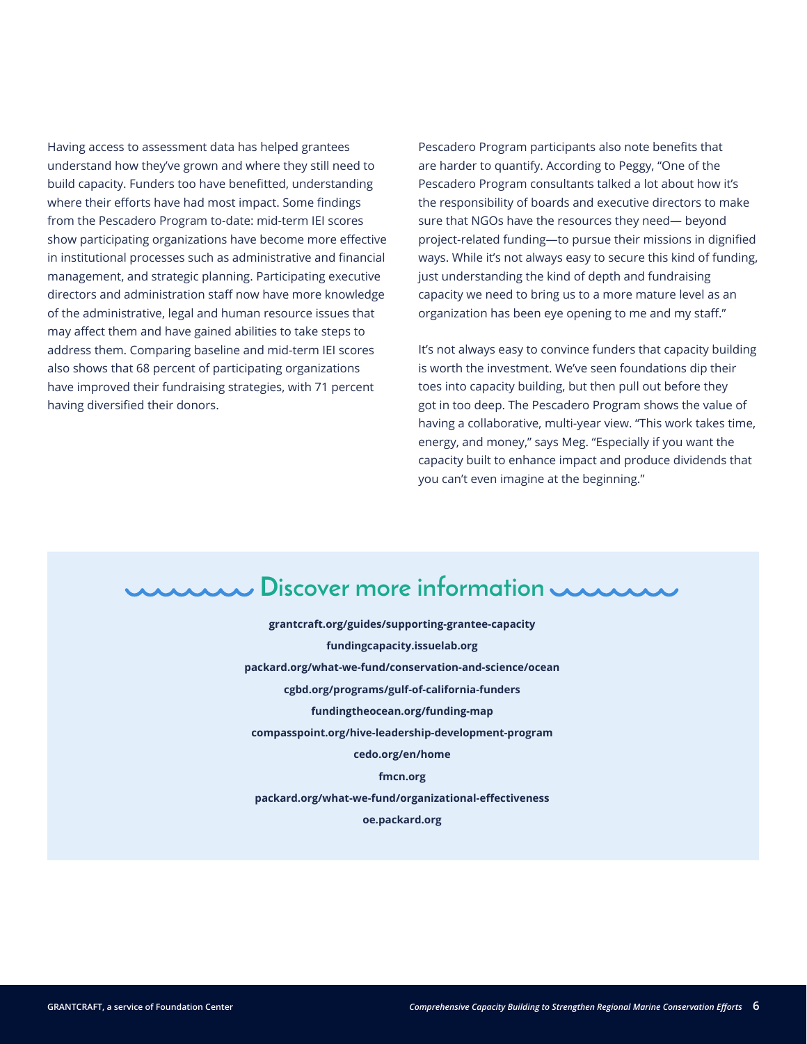Having access to assessment data has helped grantees understand how they've grown and where they still need to build capacity. Funders too have benefitted, understanding where their efforts have had most impact. Some findings from the Pescadero Program to-date: mid-term IEI scores show participating organizations have become more effective in institutional processes such as administrative and financial management, and strategic planning. Participating executive directors and administration staff now have more knowledge of the administrative, legal and human resource issues that may affect them and have gained abilities to take steps to address them. Comparing baseline and mid-term IEI scores also shows that 68 percent of participating organizations have improved their fundraising strategies, with 71 percent having diversified their donors.

Pescadero Program participants also note benefits that are harder to quantify. According to Peggy, "One of the Pescadero Program consultants talked a lot about how it's the responsibility of boards and executive directors to make sure that NGOs have the resources they need— beyond project-related funding—to pursue their missions in dignified ways. While it's not always easy to secure this kind of funding, just understanding the kind of depth and fundraising capacity we need to bring us to a more mature level as an organization has been eye opening to me and my staff."

It's not always easy to convince funders that capacity building is worth the investment. We've seen foundations dip their toes into capacity building, but then pull out before they got in too deep. The Pescadero Program shows the value of having a collaborative, multi-year view. "This work takes time, energy, and money," says Meg. "Especially if you want the capacity built to enhance impact and produce dividends that you can't even imagine at the beginning."

## Discover more information

**grantcraft.org/guides/supporting-grantee-capacity**

**fundingcapacity.issuelab.org**

**packard.org/what-we-fund/conservation-and-science/ocean**

**cgbd.org/programs/gulf-of-california-funders**

**fundingtheocean.org/funding-map**

**compasspoint.org/hive-leadership-development-program**

**cedo.org/en/home**

**fmcn.org**

**packard.org/what-we-fund/organizational-effectiveness**

**oe.packard.org**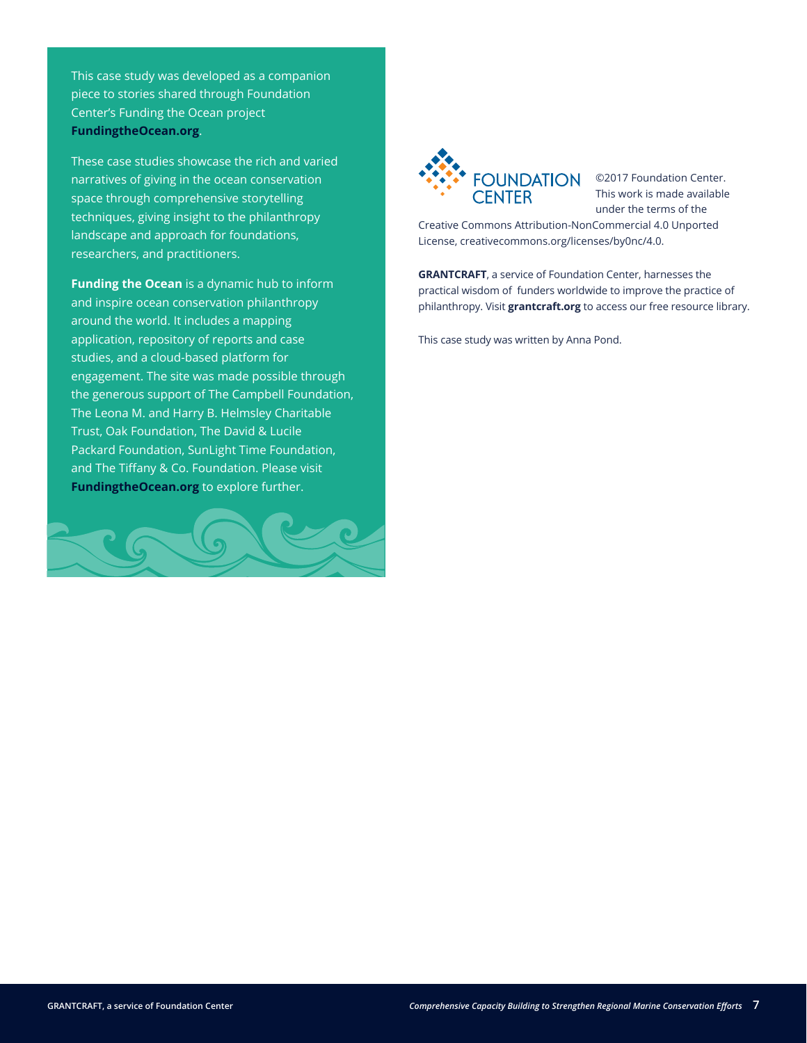This case study was developed as a companion piece to stories shared through Foundation Center's Funding the Ocean project **FundingtheOcean.org**.

These case studies showcase the rich and varied narratives of giving in the ocean conservation space through comprehensive storytelling techniques, giving insight to the philanthropy landscape and approach for foundations, researchers, and practitioners.

**Funding the Ocean** is a dynamic hub to inform and inspire ocean conservation philanthropy around the world. It includes a mapping application, repository of reports and case studies, and a cloud-based platform for engagement. The site was made possible through the generous support of The Campbell Foundation, The Leona M. and Harry B. Helmsley Charitable Trust, Oak Foundation, The David & Lucile Packard Foundation, SunLight Time Foundation, and The Tiffany & Co. Foundation. Please visit **FundingtheOcean.org** to explore further.

FOUNDATION CENTER

©2017 Foundation Center. This work is made available under the terms of the Creative Commons Attribution-NonCommercial 4.0 Unported License, creativecommons.org/licenses/by0nc/4.0.

**GRANTCRAFT**, a service of Foundation Center, harnesses the practical wisdom of funders worldwide to improve the practice of philanthropy. Visit **grantcraft.org** to access our free resource library.

This case study was written by Anna Pond.